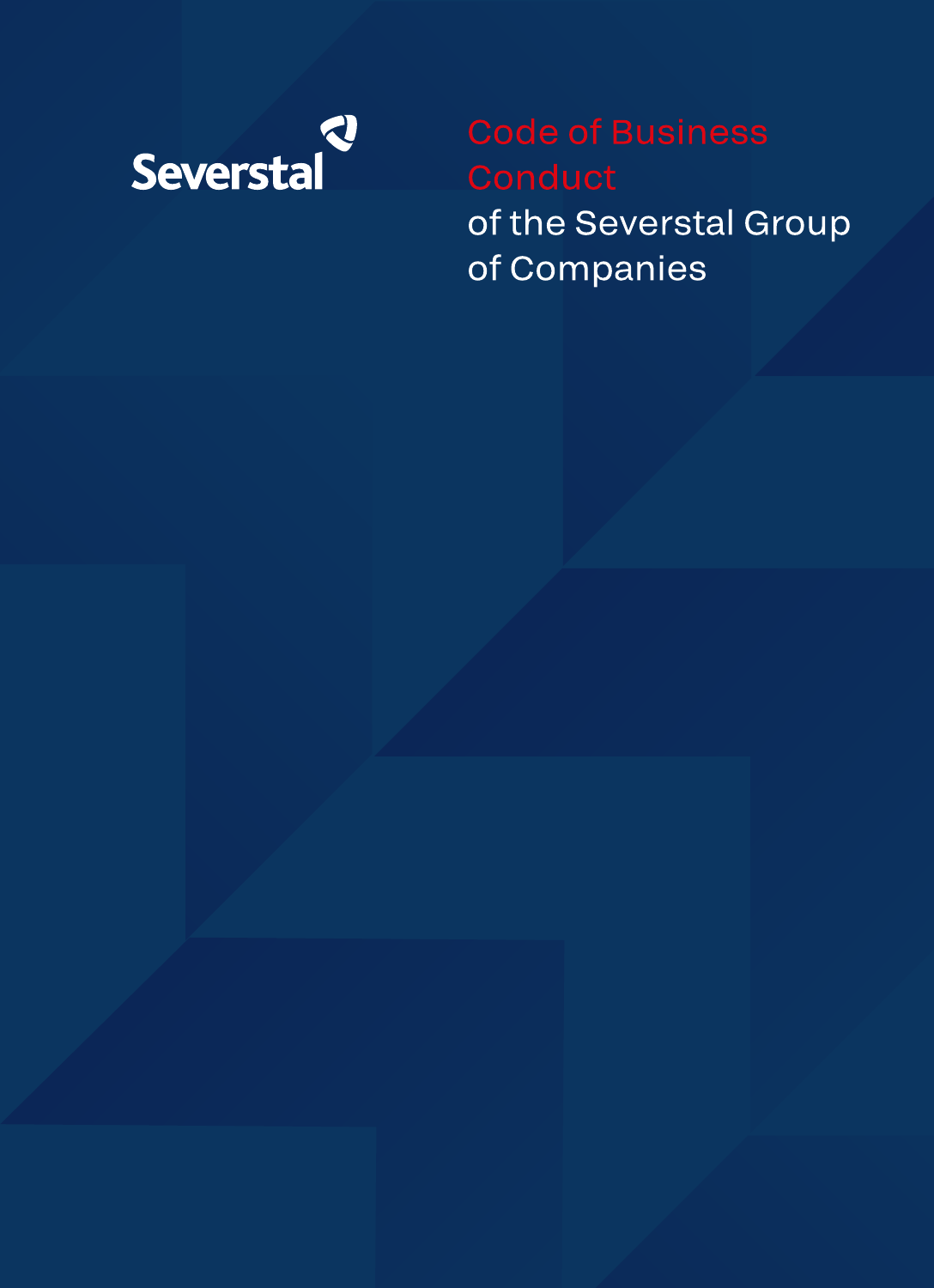Severstal

# Code of Business Conduct of the Severstal Group of Companies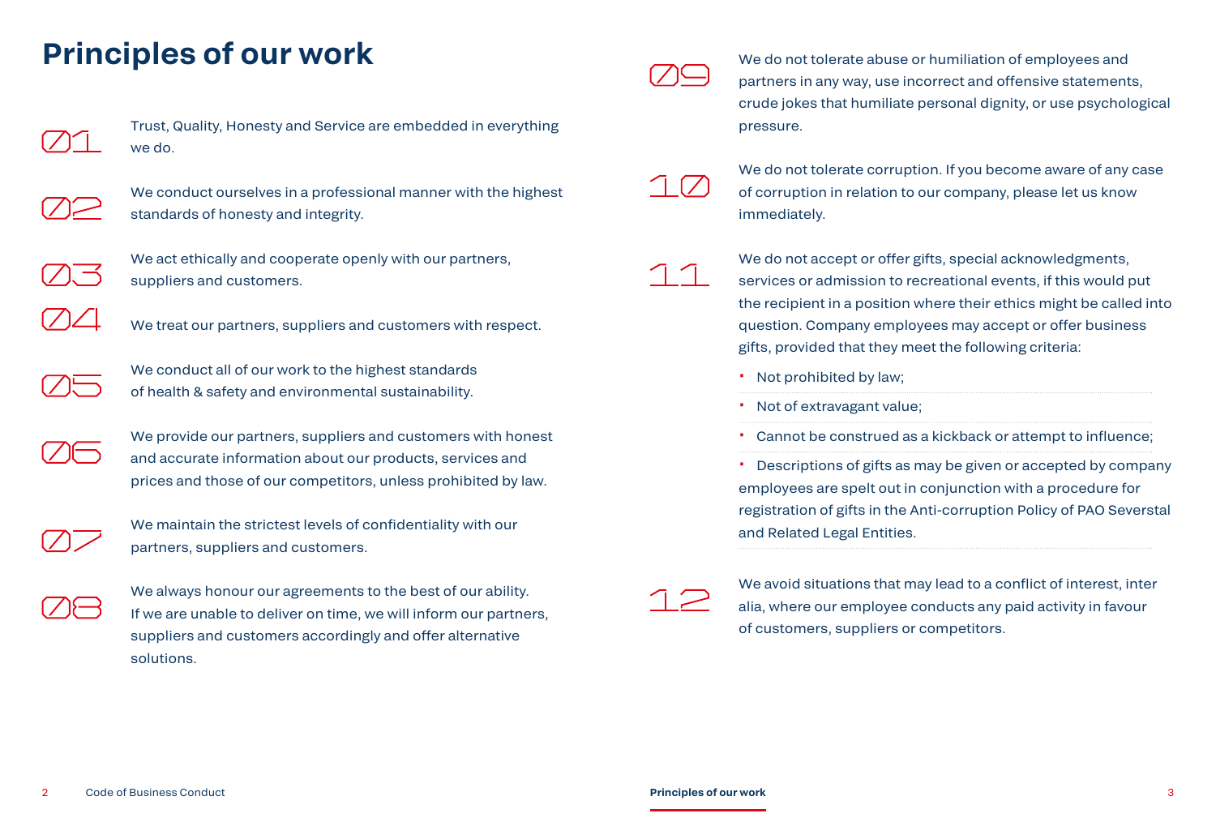# Principles of our work

01 Trust, Quality, Honesty and Service are embedded in everything we do.

02 We conduct ourselves in a professional manner with the highest standards of honesty and integrity.

03 We act ethically and cooperate openly with our partners, suppliers and customers.

04 We treat our partners, suppliers and customers with respect.

05 We conduct all of our work to the highest standards of health & safety and environmental sustainability.

06 We provide our partners, suppliers and customers with honest and accurate information about our products, services and prices and those of our competitors, unless prohibited by law.

07 We maintain the strictest levels of confidentiality with our partners, suppliers and customers.

08 We always honour our agreements to the best of our ability. If we are unable to deliver on time, we will inform our partners, suppliers and customers accordingly and offer alternative solutions.

09 We do not tolerate abuse or humiliation of employees and partners in any way, use incorrect and offensive statements, crude jokes that humiliate personal dignity, or use psychological pressure.

10 We do not tolerate corruption. If you become aware of any case of corruption in relation to our company, please let us know immediately.

11 We do not accept or offer gifts, special acknowledgments, services or admission to recreational events, if this would put the recipient in a position where their ethics might be called into question. Company employees may accept or offer business gifts, provided that they meet the following criteria:

- Not prohibited by law;
- Not of extravagant value;
- Cannot be construed as a kickback or attempt to influence;
- Descriptions of gifts as may be given or accepted by company employees are spelt out in conjunction with a procedure for registration of gifts in the Anti-corruption Policy of PAO Severstal and Related Legal Entities.

12 We avoid situations that may lead to a conflict of interest, inter alia, where our employee conducts any paid activity in favour of customers, suppliers or competitors.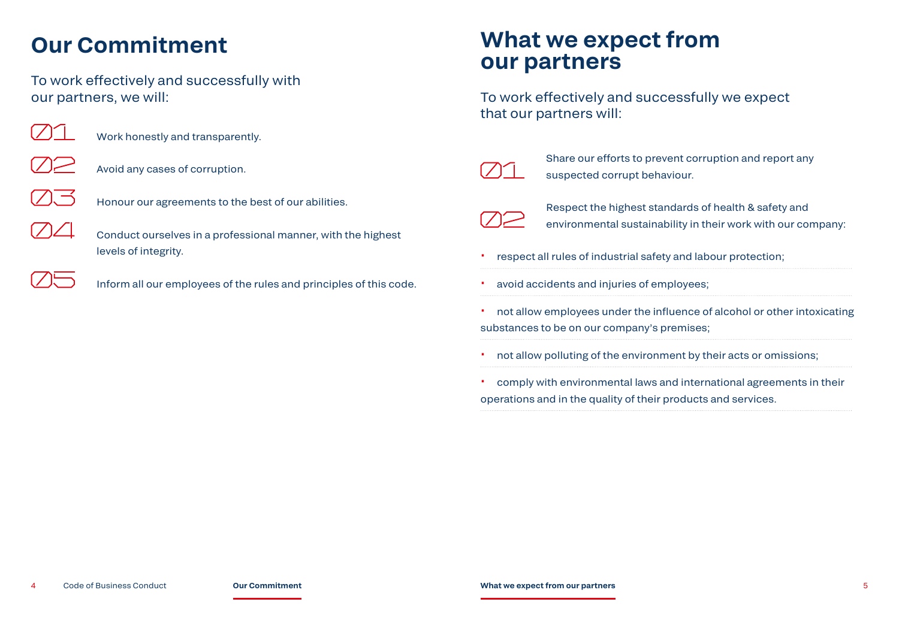# Our Commitment

To work effectively and successfully with our partners, we will:

01 Work honestly and transparently.

02 Avoid any cases of corruption.

03 Honour our agreements to the best of our abilities.

04 Conduct ourselves in a professional manner, with the highest levels of integrity.

05 Inform all our employees of the rules and principles of this code.

# What we expect from our partners

To work effectively and successfully we expect that our partners will:

01 Share our efforts to prevent corruption and report any suspected corrupt behaviour.

02 Respect the highest standards of health & safety and environmental sustainability in their work with our company:

- respect all rules of industrial safety and labour protection;
- avoid accidents and injuries of employees;
- not allow employees under the influence of alcohol or other intoxicating substances to be on our company's premises;
- not allow polluting of the environment by their acts or omissions;
- comply with environmental laws and international agreements in their operations and in the quality of their products and services.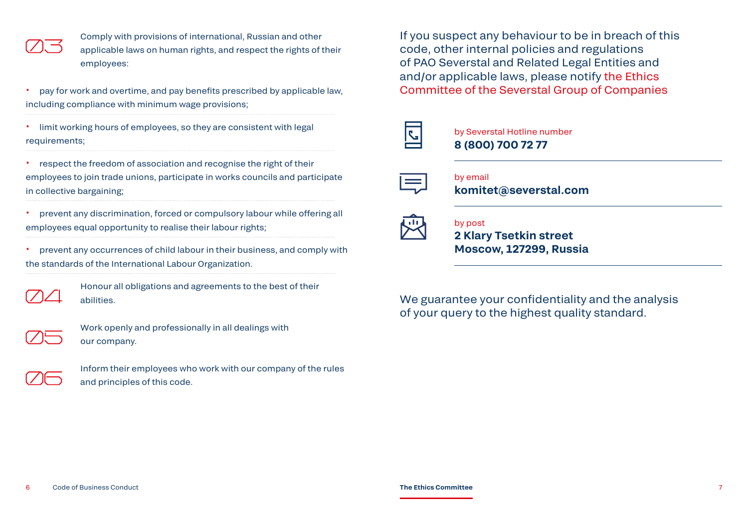03 Comply with provisions of international, Russian and other applicable laws on human rights, and respect the rights of their employees:

- pay for work and overtime, and pay benefits prescribed by applicable law, including compliance with minimum wage provisions;
- limit working hours of employees, so they are consistent with legal requirements;
- respect the freedom of association and recognise the right of their employees to join trade unions, participate in works councils and participate in collective bargaining;
- prevent any discrimination, forced or compulsory labour while offering all employees equal opportunity to realise their labour rights;
- prevent any occurrences of child labour in their business, and comply with the standards of the International Labour Organization.

04 Honour all obligations and agreements to the best of their abilities.

05 Work openly and professionally in all dealings with our company.

06 Inform their employees who work with our company of the rules and principles of this code.

If you suspect any behaviour to be in breach of this code, other internal policies and regulations of PAO Severstal and Related Legal Entities and and/or applicable laws, please notify the Ethics Committee of the Severstal Group of Companies

by Severstal Hotline number
**8 (800) 700 72 77**

by email
**komitet@severstal.com**

by post
**2 Klary Tsetkin street**
**Moscow, 127299, Russia**

We guarantee your confidentiality and the analysis of your query to the highest quality standard.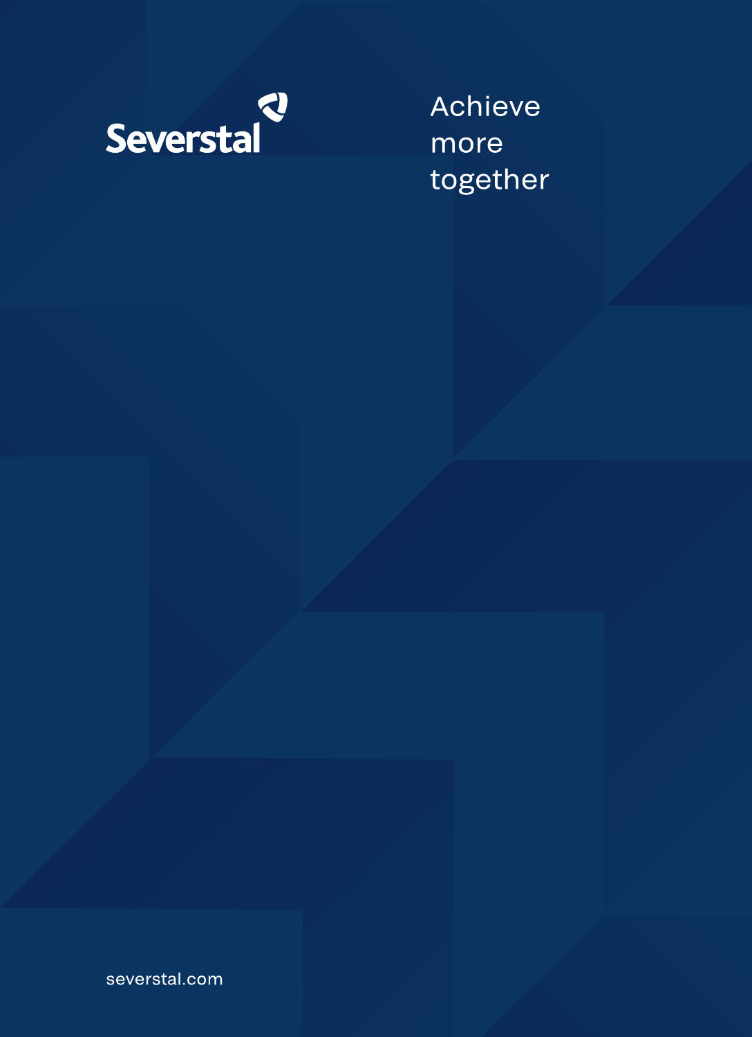Severstal

Achieve
more
together

severstal.com